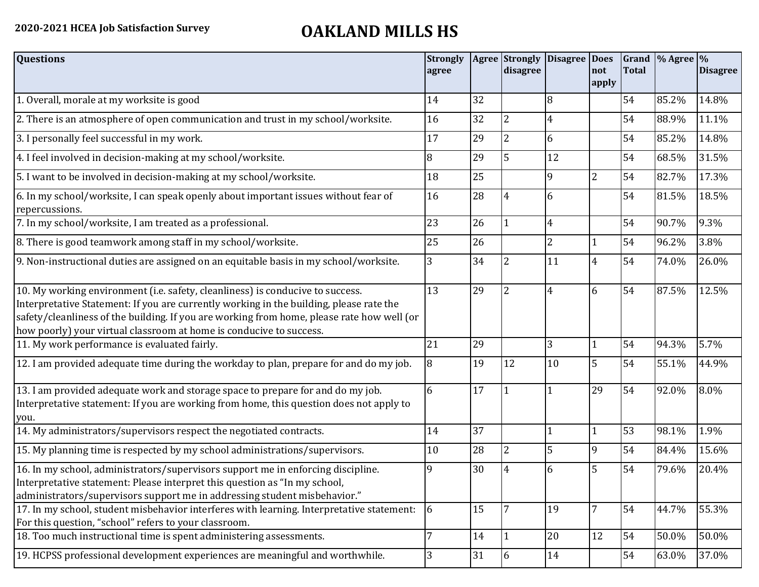**2020-2021 HCEA Job Satisfaction Survey**

# OAKLAND MILLS HS

| Questions | Strongly agree | Agree | Strongly disagree | Disagree | Does not apply | Grand Total | % Agree | % Disagree |
|---|---|---|---|---|---|---|---|---|
| 1. Overall, morale at my worksite is good | 14 | 32 | | 8 | | 54 | 85.2% | 14.8% |
| 2. There is an atmosphere of open communication and trust in my school/worksite. | 16 | 32 | 2 | 4 | | 54 | 88.9% | 11.1% |
| 3. I personally feel successful in my work. | 17 | 29 | 2 | 6 | | 54 | 85.2% | 14.8% |
| 4. I feel involved in decision-making at my school/worksite. | 8 | 29 | 5 | 12 | | 54 | 68.5% | 31.5% |
| 5. I want to be involved in decision-making at my school/worksite. | 18 | 25 | | 9 | 2 | 54 | 82.7% | 17.3% |
| 6. In my school/worksite, I can speak openly about important issues without fear of repercussions. | 16 | 28 | 4 | 6 | | 54 | 81.5% | 18.5% |
| 7. In my school/worksite, I am treated as a professional. | 23 | 26 | 1 | 4 | | 54 | 90.7% | 9.3% |
| 8. There is good teamwork among staff in my school/worksite. | 25 | 26 | | 2 | 1 | 54 | 96.2% | 3.8% |
| 9. Non-instructional duties are assigned on an equitable basis in my school/worksite. | 3 | 34 | 2 | 11 | 4 | 54 | 74.0% | 26.0% |
| 10. My working environment (i.e. safety, cleanliness) is conducive to success. Interpretative Statement: If you are currently working in the building, please rate the safety/cleanliness of the building. If you are working from home, please rate how well (or how poorly) your virtual classroom at home is conducive to success. | 13 | 29 | 2 | 4 | 6 | 54 | 87.5% | 12.5% |
| 11. My work performance is evaluated fairly. | 21 | 29 | | 3 | 1 | 54 | 94.3% | 5.7% |
| 12. I am provided adequate time during the workday to plan, prepare for and do my job. | 8 | 19 | 12 | 10 | 5 | 54 | 55.1% | 44.9% |
| 13. I am provided adequate work and storage space to prepare for and do my job. Interpretative statement: If you are working from home, this question does not apply to you. | 6 | 17 | 1 | 1 | 29 | 54 | 92.0% | 8.0% |
| 14. My administrators/supervisors respect the negotiated contracts. | 14 | 37 | | 1 | 1 | 53 | 98.1% | 1.9% |
| 15. My planning time is respected by my school administrations/supervisors. | 10 | 28 | 2 | 5 | 9 | 54 | 84.4% | 15.6% |
| 16. In my school, administrators/supervisors support me in enforcing discipline. Interpretative statement: Please interpret this question as "In my school, administrators/supervisors support me in addressing student misbehavior." | 9 | 30 | 4 | 6 | 5 | 54 | 79.6% | 20.4% |
| 17. In my school, student misbehavior interferes with learning. Interpretative statement: For this question, "school" refers to your classroom. | 6 | 15 | 7 | 19 | 7 | 54 | 44.7% | 55.3% |
| 18. Too much instructional time is spent administering assessments. | 7 | 14 | 1 | 20 | 12 | 54 | 50.0% | 50.0% |
| 19. HCPSS professional development experiences are meaningful and worthwhile. | 3 | 31 | 6 | 14 | | 54 | 63.0% | 37.0% |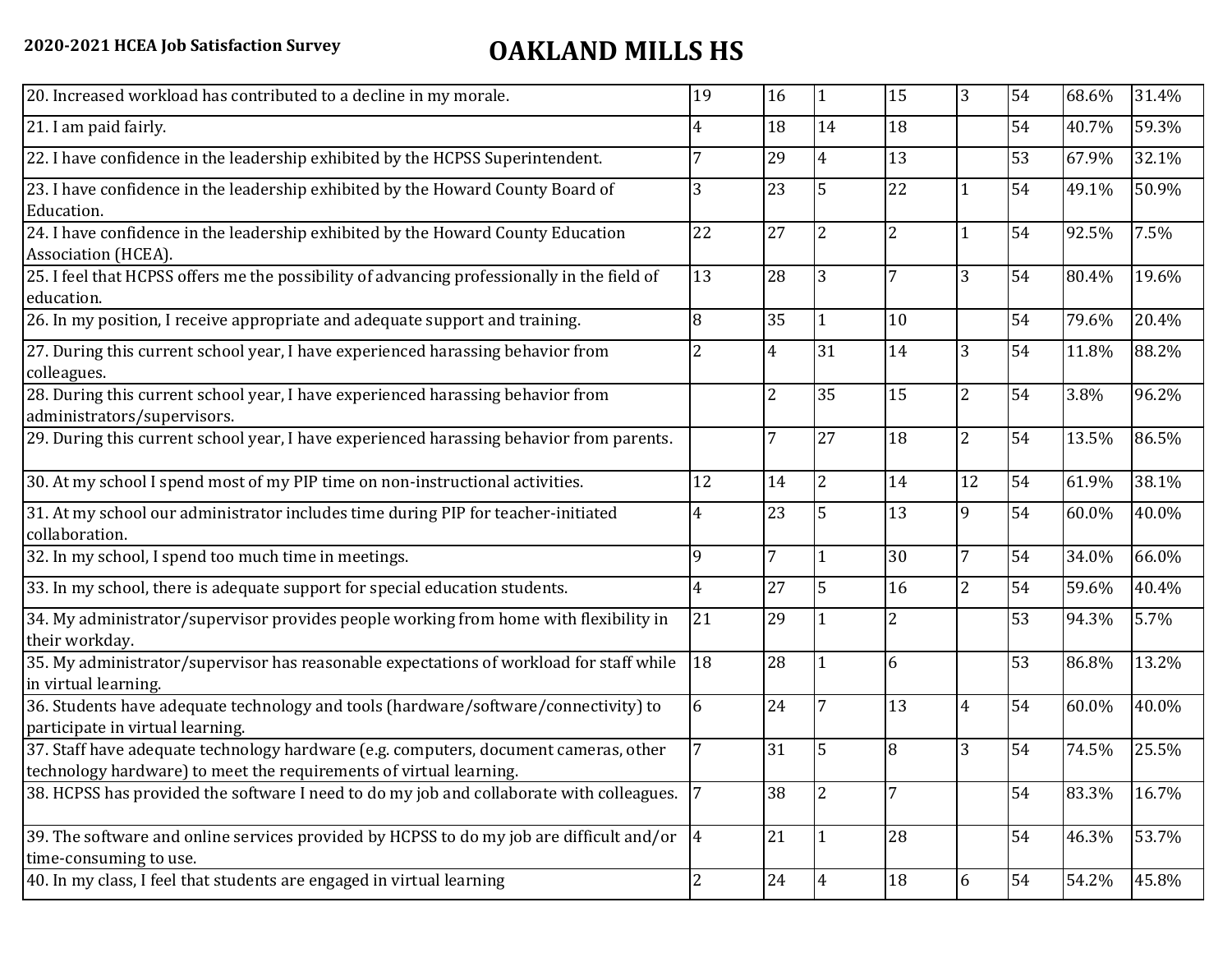**2020-2021 HCEA Job Satisfaction Survey**

# OAKLAND MILLS HS

| | | | | | | | | |
|---|---|---|---|---|---|---|---|---|
| 20. Increased workload has contributed to a decline in my morale. | 19 | 16 | 1 | 15 | 3 | 54 | 68.6% | 31.4% |
| 21. I am paid fairly. | 4 | 18 | 14 | 18 | | 54 | 40.7% | 59.3% |
| 22. I have confidence in the leadership exhibited by the HCPSS Superintendent. | 7 | 29 | 4 | 13 | | 53 | 67.9% | 32.1% |
| 23. I have confidence in the leadership exhibited by the Howard County Board of Education. | 3 | 23 | 5 | 22 | 1 | 54 | 49.1% | 50.9% |
| 24. I have confidence in the leadership exhibited by the Howard County Education Association (HCEA). | 22 | 27 | 2 | 2 | 1 | 54 | 92.5% | 7.5% |
| 25. I feel that HCPSS offers me the possibility of advancing professionally in the field of education. | 13 | 28 | 3 | 7 | 3 | 54 | 80.4% | 19.6% |
| 26. In my position, I receive appropriate and adequate support and training. | 8 | 35 | 1 | 10 | | 54 | 79.6% | 20.4% |
| 27. During this current school year, I have experienced harassing behavior from colleagues. | 2 | 4 | 31 | 14 | 3 | 54 | 11.8% | 88.2% |
| 28. During this current school year, I have experienced harassing behavior from administrators/supervisors. | | 2 | 35 | 15 | 2 | 54 | 3.8% | 96.2% |
| 29. During this current school year, I have experienced harassing behavior from parents. | | 7 | 27 | 18 | 2 | 54 | 13.5% | 86.5% |
| 30. At my school I spend most of my PIP time on non-instructional activities. | 12 | 14 | 2 | 14 | 12 | 54 | 61.9% | 38.1% |
| 31. At my school our administrator includes time during PIP for teacher-initiated collaboration. | 4 | 23 | 5 | 13 | 9 | 54 | 60.0% | 40.0% |
| 32. In my school, I spend too much time in meetings. | 9 | 7 | 1 | 30 | 7 | 54 | 34.0% | 66.0% |
| 33. In my school, there is adequate support for special education students. | 4 | 27 | 5 | 16 | 2 | 54 | 59.6% | 40.4% |
| 34. My administrator/supervisor provides people working from home with flexibility in their workday. | 21 | 29 | 1 | 2 | | 53 | 94.3% | 5.7% |
| 35. My administrator/supervisor has reasonable expectations of workload for staff while in virtual learning. | 18 | 28 | 1 | 6 | | 53 | 86.8% | 13.2% |
| 36. Students have adequate technology and tools (hardware/software/connectivity) to participate in virtual learning. | 6 | 24 | 7 | 13 | 4 | 54 | 60.0% | 40.0% |
| 37. Staff have adequate technology hardware (e.g. computers, document cameras, other technology hardware) to meet the requirements of virtual learning. | 7 | 31 | 5 | 8 | 3 | 54 | 74.5% | 25.5% |
| 38. HCPSS has provided the software I need to do my job and collaborate with colleagues. | 7 | 38 | 2 | 7 | | 54 | 83.3% | 16.7% |
| 39. The software and online services provided by HCPSS to do my job are difficult and/or time-consuming to use. | 4 | 21 | 1 | 28 | | 54 | 46.3% | 53.7% |
| 40. In my class, I feel that students are engaged in virtual learning | 2 | 24 | 4 | 18 | 6 | 54 | 54.2% | 45.8% |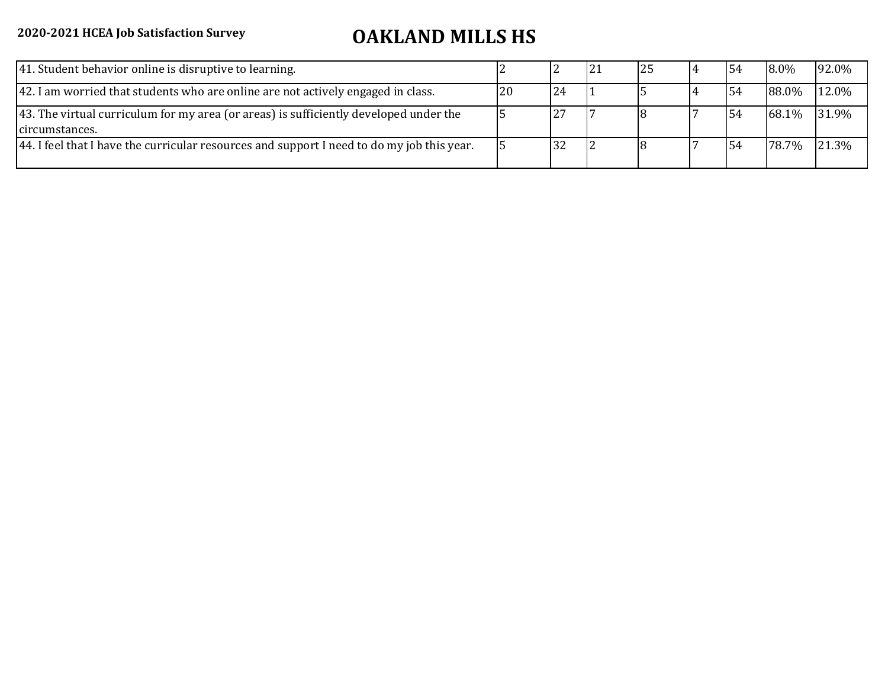2020-2021 HCEA Job Satisfaction Survey

# OAKLAND MILLS HS

| | | | | | | | | |
|---|---|---|---|---|---|---|---|---|
| 41. Student behavior online is disruptive to learning. | 2 | 2 | 21 | 25 | 4 | 54 | 8.0% | 92.0% |
| 42. I am worried that students who are online are not actively engaged in class. | 20 | 24 | 1 | 5 | 4 | 54 | 88.0% | 12.0% |
| 43. The virtual curriculum for my area (or areas) is sufficiently developed under the circumstances. | 5 | 27 | 7 | 8 | 7 | 54 | 68.1% | 31.9% |
| 44. I feel that I have the curricular resources and support I need to do my job this year. | 5 | 32 | 2 | 8 | 7 | 54 | 78.7% | 21.3% |